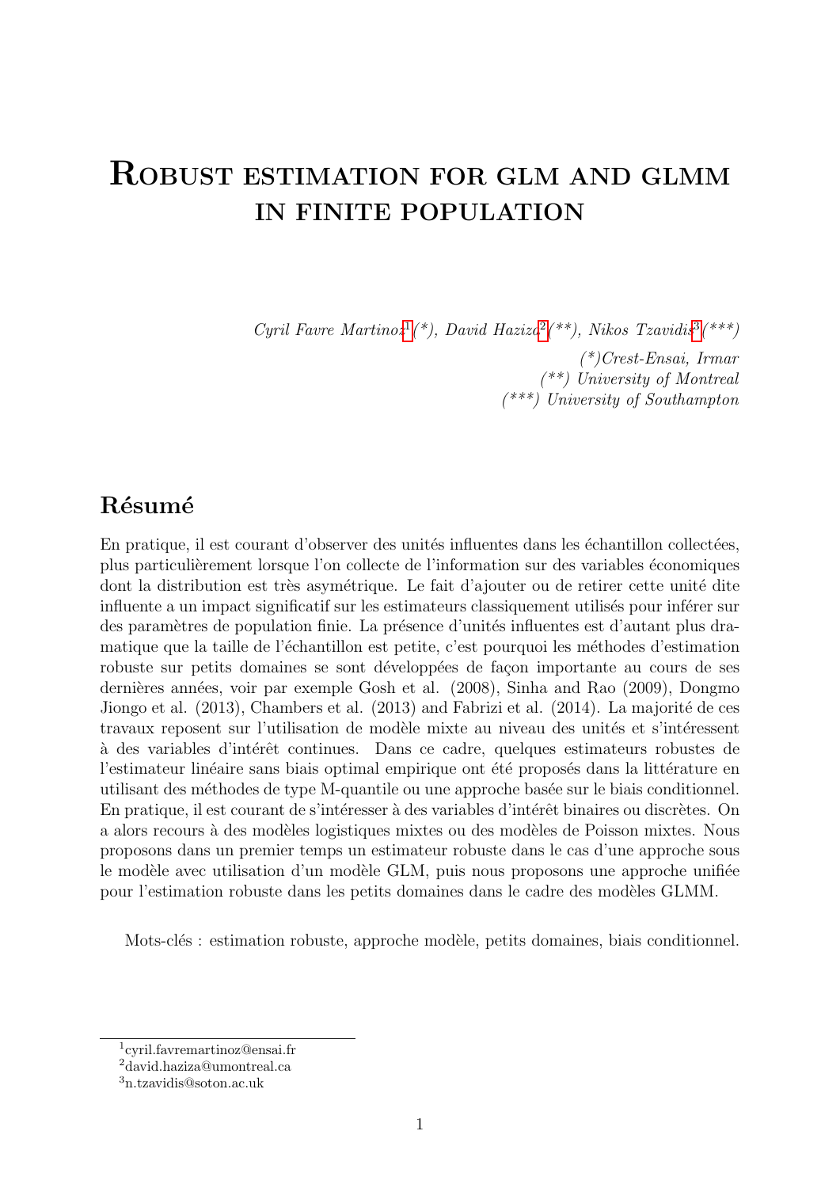# Robust estimation for glm and glmm in finite population

*Cyril Favre Martinoz[1] (\*), David Haziza[2] (\*\*), Nikos Tzavidis[3] (\*\*\*)*

*(\*)Crest-Ensai, Irmar*

*(\*\*) University of Montreal*

*(\*\*\*) University of Southampton*

## Résumé

En pratique, il est courant d'observer des unités influentes dans les échantillon collectées, plus particulièrement lorsque l'on collecte de l'information sur des variables économiques dont la distribution est très asymétrique. Le fait d'ajouter ou de retirer cette unité dite influente a un impact significatif sur les estimateurs classiquement utilisés pour inférer sur des paramètres de population finie. La présence d'unités influentes est d'autant plus dramatique que la taille de l'échantillon est petite, c'est pourquoi les méthodes d'estimation robuste sur petits domaines se sont développées de façon importante au cours de ses dernières années, voir par exemple Gosh et al. (2008), Sinha and Rao (2009), Dongmo Jiongo et al. (2013), Chambers et al. (2013) and Fabrizi et al. (2014). La majorité de ces travaux reposent sur l'utilisation de modèle mixte au niveau des unités et s'intéressent à des variables d'intérêt continues. Dans ce cadre, quelques estimateurs robustes de l'estimateur linéaire sans biais optimal empirique ont été proposés dans la littérature en utilisant des méthodes de type M-quantile ou une approche basée sur le biais conditionnel. En pratique, il est courant de s'intéresser à des variables d'intérêt binaires ou discrètes. On a alors recours à des modèles logistiques mixtes ou des modèles de Poisson mixtes. Nous proposons dans un premier temps un estimateur robuste dans le cas d'une approche sous le modèle avec utilisation d'un modèle GLM, puis nous proposons une approche unifiée pour l'estimation robuste dans les petits domaines dans le cadre des modèles GLMM.

Mots-clés : estimation robuste, approche modèle, petits domaines, biais conditionnel.

---

[1] cyril.favremartinoz@ensai.fr

[2] david.haziza@umontreal.ca

[3] n.tzavidis@soton.ac.uk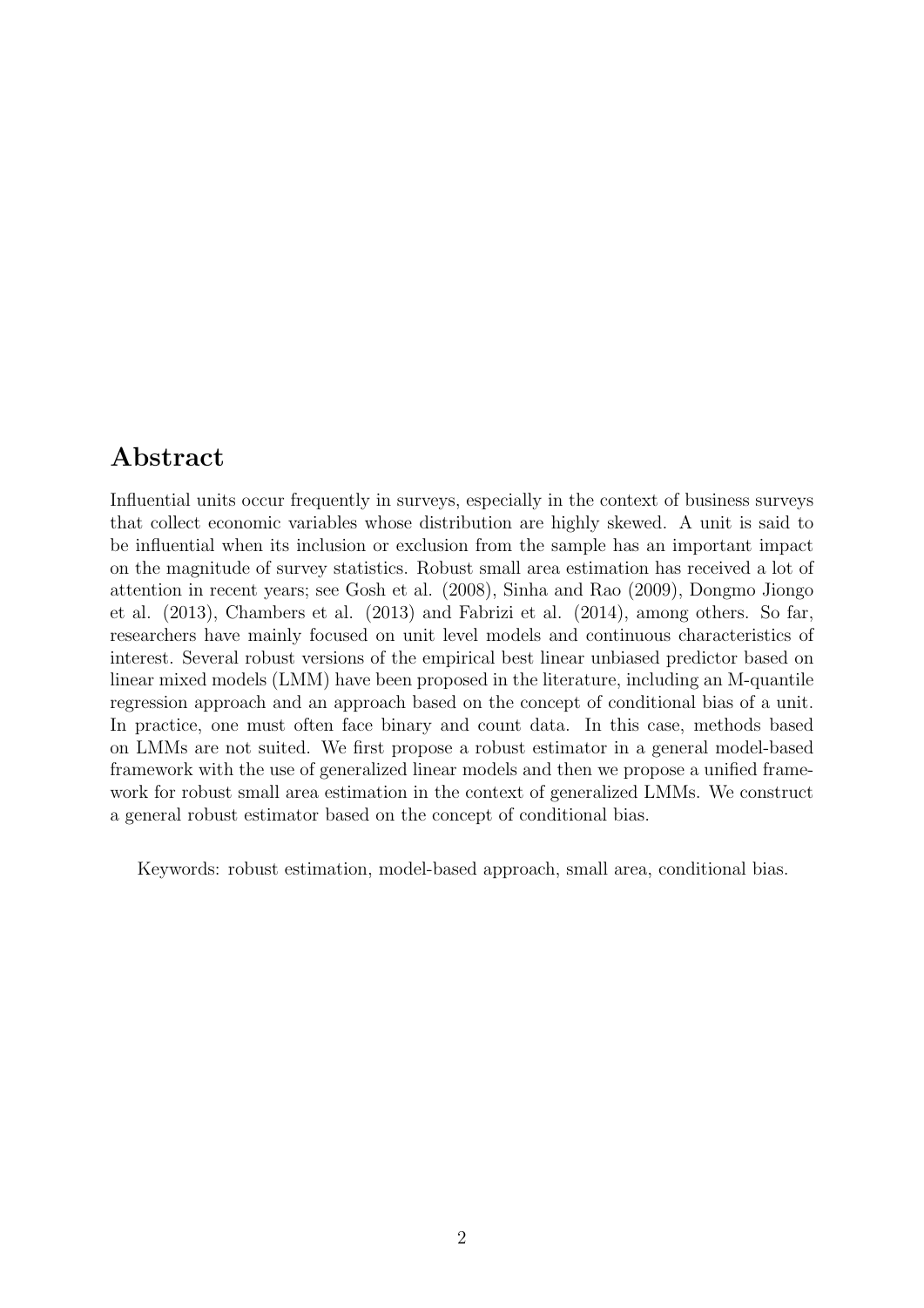## Abstract

Influential units occur frequently in surveys, especially in the context of business surveys that collect economic variables whose distribution are highly skewed. A unit is said to be influential when its inclusion or exclusion from the sample has an important impact on the magnitude of survey statistics. Robust small area estimation has received a lot of attention in recent years; see Gosh et al. (2008), Sinha and Rao (2009), Dongmo Jiongo et al. (2013), Chambers et al. (2013) and Fabrizi et al. (2014), among others. So far, researchers have mainly focused on unit level models and continuous characteristics of interest. Several robust versions of the empirical best linear unbiased predictor based on linear mixed models (LMM) have been proposed in the literature, including an M-quantile regression approach and an approach based on the concept of conditional bias of a unit. In practice, one must often face binary and count data. In this case, methods based on LMMs are not suited. We first propose a robust estimator in a general model-based framework with the use of generalized linear models and then we propose a unified framework for robust small area estimation in the context of generalized LMMs. We construct a general robust estimator based on the concept of conditional bias.

Keywords: robust estimation, model-based approach, small area, conditional bias.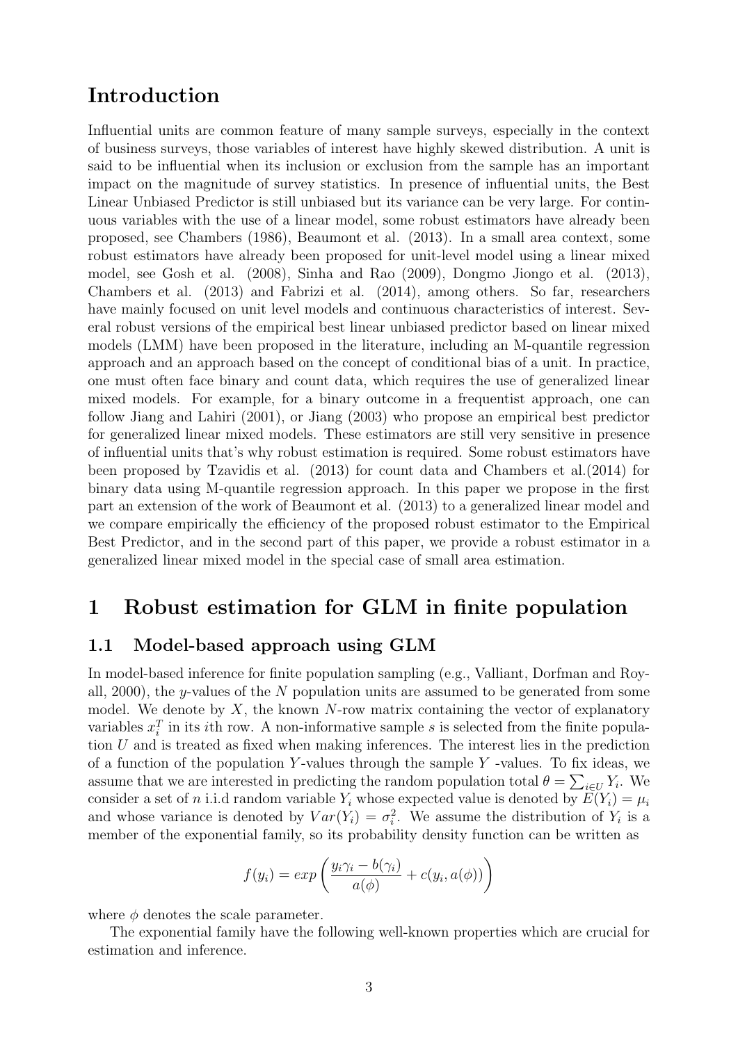# Introduction

Influential units are common feature of many sample surveys, especially in the context of business surveys, those variables of interest have highly skewed distribution. A unit is said to be influential when its inclusion or exclusion from the sample has an important impact on the magnitude of survey statistics. In presence of influential units, the Best Linear Unbiased Predictor is still unbiased but its variance can be very large. For continuous variables with the use of a linear model, some robust estimators have already been proposed, see Chambers (1986), Beaumont et al. (2013). In a small area context, some robust estimators have already been proposed for unit-level model using a linear mixed model, see Gosh et al. (2008), Sinha and Rao (2009), Dongmo Jiongo et al. (2013), Chambers et al. (2013) and Fabrizi et al. (2014), among others. So far, researchers have mainly focused on unit level models and continuous characteristics of interest. Several robust versions of the empirical best linear unbiased predictor based on linear mixed models (LMM) have been proposed in the literature, including an M-quantile regression approach and an approach based on the concept of conditional bias of a unit. In practice, one must often face binary and count data, which requires the use of generalized linear mixed models. For example, for a binary outcome in a frequentist approach, one can follow Jiang and Lahiri (2001), or Jiang (2003) who propose an empirical best predictor for generalized linear mixed models. These estimators are still very sensitive in presence of influential units that's why robust estimation is required. Some robust estimators have been proposed by Tzavidis et al. (2013) for count data and Chambers et al.(2014) for binary data using M-quantile regression approach. In this paper we propose in the first part an extension of the work of Beaumont et al. (2013) to a generalized linear model and we compare empirically the efficiency of the proposed robust estimator to the Empirical Best Predictor, and in the second part of this paper, we provide a robust estimator in a generalized linear mixed model in the special case of small area estimation.

# 1 Robust estimation for GLM in finite population

## 1.1 Model-based approach using GLM

In model-based inference for finite population sampling (e.g., Valliant, Dorfman and Royall, 2000), the $y$-values of the $N$ population units are assumed to be generated from some model. We denote by $X$, the known $N$-row matrix containing the vector of explanatory variables $x_i^T$ in its $i$th row. A non-informative sample $s$ is selected from the finite population $U$ and is treated as fixed when making inferences. The interest lies in the prediction of a function of the population $Y$-values through the sample $Y$ -values. To fix ideas, we assume that we are interested in predicting the random population total $\theta = \sum_{i \in U} Y_i$. We consider a set of $n$ i.i.d random variable $Y_i$ whose expected value is denoted by $E(Y_i) = \mu_i$ and whose variance is denoted by $Var(Y_i) = \sigma_i^2$. We assume the distribution of $Y_i$ is a member of the exponential family, so its probability density function can be written as

$$f(y_i) = exp\left(\frac{y_i\gamma_i - b(\gamma_i)}{a(\phi)} + c(y_i, a(\phi))\right)$$

where $\phi$ denotes the scale parameter.

The exponential family have the following well-known properties which are crucial for estimation and inference.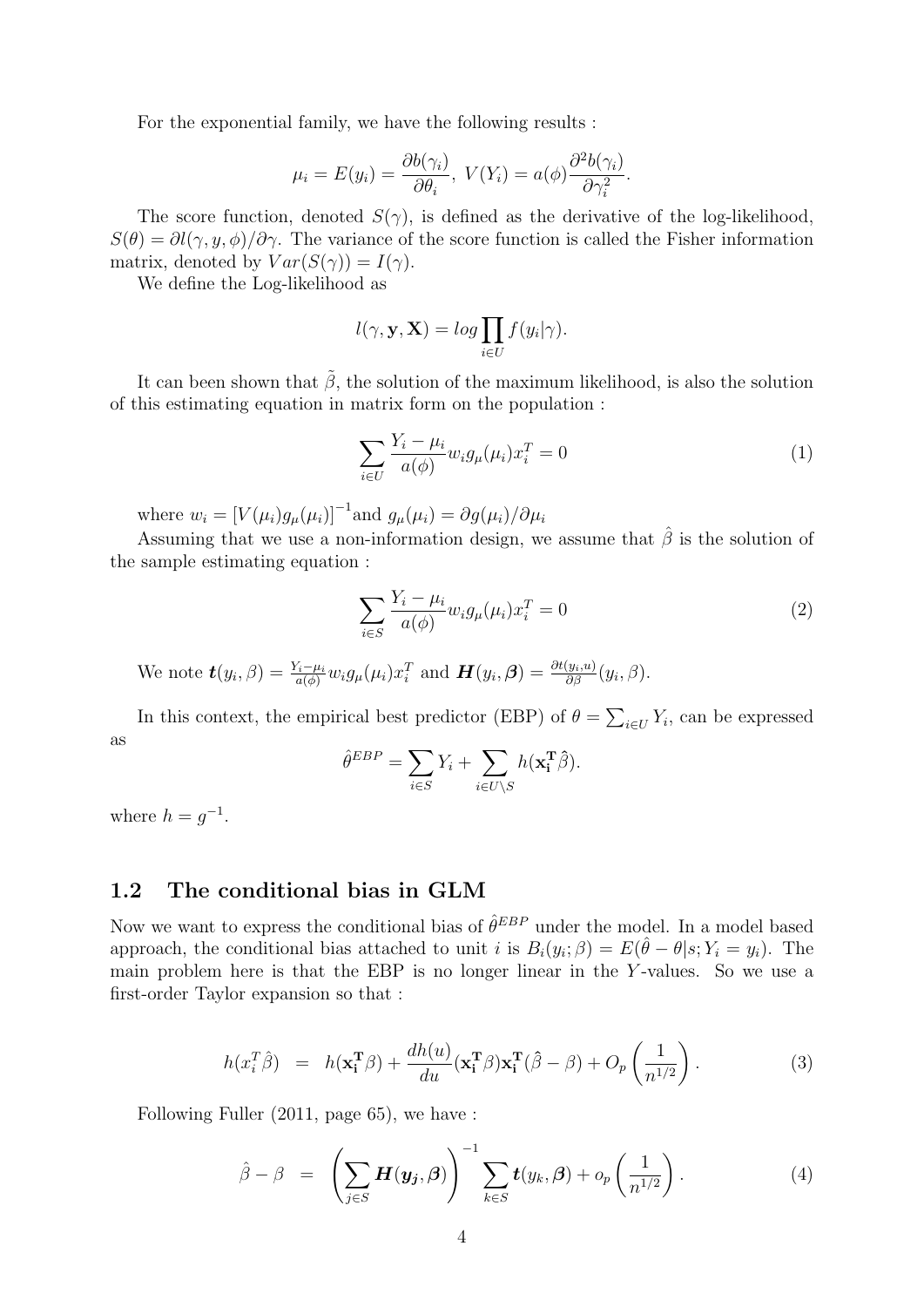For the exponential family, we have the following results :

$$\mu_i = E(y_i) = \frac{\partial b(\gamma_i)}{\partial \theta_i},\ V(Y_i) = a(\phi)\frac{\partial^2 b(\gamma_i)}{\partial \gamma_i^2}.$$

The score function, denoted $S(\gamma)$, is defined as the derivative of the log-likelihood, $S(\theta) = \partial l(\gamma, y, \phi)/\partial \gamma$. The variance of the score function is called the Fisher information matrix, denoted by $Var(S(\gamma)) = I(\gamma)$.

We define the Log-likelihood as

$$l(\gamma, \mathbf{y}, \mathbf{X}) = log \prod_{i \in U} f(y_i|\gamma).$$

It can been shown that $\tilde{\beta}$, the solution of the maximum likelihood, is also the solution of this estimating equation in matrix form on the population :

$$\sum_{i \in U} \frac{Y_i - \mu_i}{a(\phi)} w_i g_\mu(\mu_i) x_i^T = 0 \tag{1}$$

where $w_i = [V(\mu_i)g_\mu(\mu_i)]^{-1}$and $g_\mu(\mu_i) = \partial g(\mu_i)/\partial \mu_i$

Assuming that we use a non-information design, we assume that $\hat{\beta}$ is the solution of the sample estimating equation :

$$\sum_{i \in S} \frac{Y_i - \mu_i}{a(\phi)} w_i g_\mu(\mu_i) x_i^T = 0 \tag{2}$$

We note $\boldsymbol{t}(y_i, \beta) = \frac{Y_i - \mu_i}{a(\phi)} w_i g_\mu(\mu_i) x_i^T$ and $\boldsymbol{H}(y_i, \boldsymbol{\beta}) = \frac{\partial t(y_i, u)}{\partial \beta}(y_i, \beta)$.

In this context, the empirical best predictor (EBP) of $\theta = \sum_{i \in U} Y_i$, can be expressed as

$$\hat{\theta}^{EBP} = \sum_{i \in S} Y_i + \sum_{i \in U \setminus S} h(\mathbf{x_i^T}\hat{\beta}).$$

where $h = g^{-1}$.

## 1.2 The conditional bias in GLM

Now we want to express the conditional bias of $\hat{\theta}^{EBP}$ under the model. In a model based approach, the conditional bias attached to unit $i$ is $B_i(y_i; \beta) = E(\hat{\theta} - \theta | s; Y_i = y_i)$. The main problem here is that the EBP is no longer linear in the $Y$-values. So we use a first-order Taylor expansion so that :

$$h(x_i^T\hat{\beta}) \;\; = \;\; h(\mathbf{x_i^T}\beta) + \frac{dh(u)}{du}(\mathbf{x_i^T}\beta)\mathbf{x_i^T}(\hat{\beta} - \beta) + O_p\left(\frac{1}{n^{1/2}}\right). \tag{3}$$

Following Fuller (2011, page 65), we have :

$$\hat{\beta} - \beta \;\; = \;\; \left(\sum_{j \in S} \boldsymbol{H}(\boldsymbol{y_j}, \boldsymbol{\beta})\right)^{-1} \sum_{k \in S} \boldsymbol{t}(y_k, \boldsymbol{\beta}) + o_p\left(\frac{1}{n^{1/2}}\right). \tag{4}$$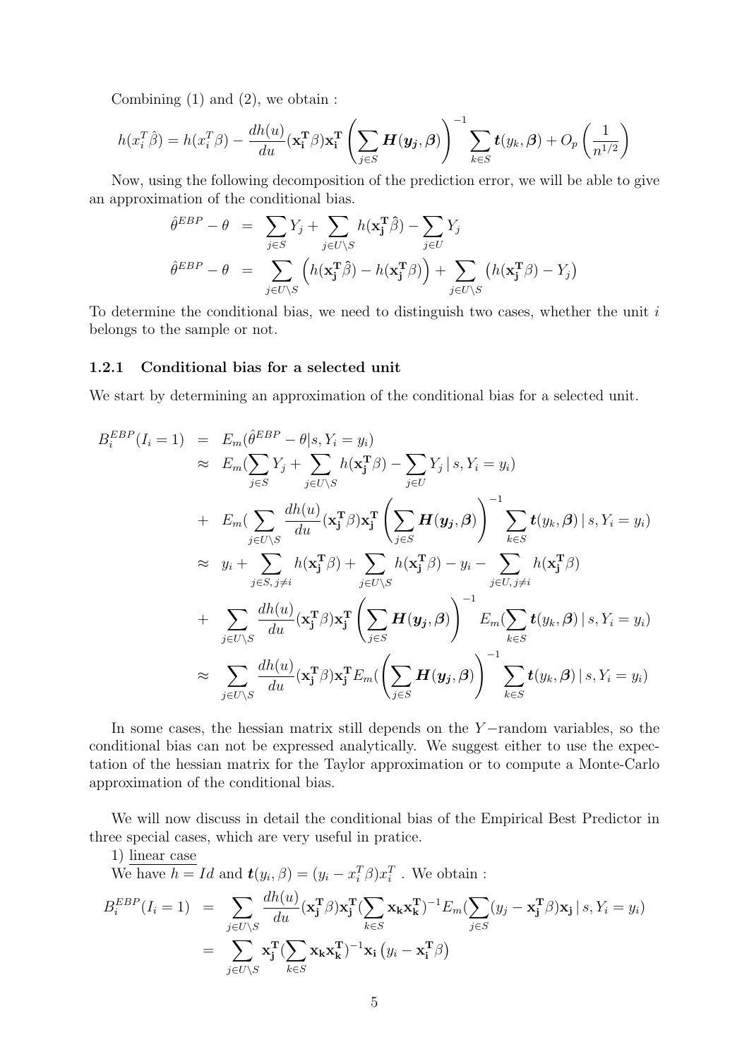Combining (1) and (2), we obtain :

$$h(x_i^T\hat{\beta}) = h(x_i^T\beta) - \frac{dh(u)}{du}(\mathbf{x_i^T}\beta)\mathbf{x_i^T}\left(\sum_{j\in S}\boldsymbol{H}(\boldsymbol{y_j},\boldsymbol{\beta})\right)^{-1}\sum_{k\in S}\boldsymbol{t}(y_k,\boldsymbol{\beta}) + O_p\left(\frac{1}{n^{1/2}}\right)$$

Now, using the following decomposition of the prediction error, we will be able to give an approximation of the conditional bias.

$$\begin{aligned}
\hat{\theta}^{EBP} - \theta &= \sum_{j\in S} Y_j + \sum_{j\in U\setminus S} h(\mathbf{x_j^T}\hat{\beta}) - \sum_{j\in U} Y_j \\
\hat{\theta}^{EBP} - \theta &= \sum_{j\in U\setminus S}\left(h(\mathbf{x_j^T}\hat{\beta}) - h(\mathbf{x_j^T}\beta)\right) + \sum_{j\in U\setminus S}\left(h(\mathbf{x_j^T}\beta) - Y_j\right)
\end{aligned}$$

To determine the conditional bias, we need to distinguish two cases, whether the unit $i$ belongs to the sample or not.

### 1.2.1 Conditional bias for a selected unit

We start by determining an approximation of the conditional bias for a selected unit.

$$\begin{aligned}
B_i^{EBP}(I_i = 1) &= E_m(\hat{\theta}^{EBP} - \theta | s, Y_i = y_i) \\
&\approx E_m(\sum_{j\in S} Y_j + \sum_{j\in U\setminus S} h(\mathbf{x_j^T}\beta) - \sum_{j\in U} Y_j \,|\, s, Y_i = y_i) \\
&+ E_m(\sum_{j\in U\setminus S}\frac{dh(u)}{du}(\mathbf{x_j^T}\beta)\mathbf{x_j^T}\left(\sum_{j\in S}\boldsymbol{H}(\boldsymbol{y_j},\boldsymbol{\beta})\right)^{-1}\sum_{k\in S}\boldsymbol{t}(y_k,\boldsymbol{\beta}) \,|\, s, Y_i = y_i) \\
&\approx y_i + \sum_{j\in S,\, j\neq i} h(\mathbf{x_j^T}\beta) + \sum_{j\in U\setminus S} h(\mathbf{x_j^T}\beta) - y_i - \sum_{j\in U,\, j\neq i} h(\mathbf{x_j^T}\beta) \\
&+ \sum_{j\in U\setminus S}\frac{dh(u)}{du}(\mathbf{x_j^T}\beta)\mathbf{x_j^T}\left(\sum_{j\in S}\boldsymbol{H}(\boldsymbol{y_j},\boldsymbol{\beta})\right)^{-1} E_m(\sum_{k\in S}\boldsymbol{t}(y_k,\boldsymbol{\beta}) \,|\, s, Y_i = y_i) \\
&\approx \sum_{j\in U\setminus S}\frac{dh(u)}{du}(\mathbf{x_j^T}\beta)\mathbf{x_j^T} E_m(\left(\sum_{j\in S}\boldsymbol{H}(\boldsymbol{y_j},\boldsymbol{\beta})\right)^{-1}\sum_{k\in S}\boldsymbol{t}(y_k,\boldsymbol{\beta}) \,|\, s, Y_i = y_i)
\end{aligned}$$

In some cases, the hessian matrix still depends on the $Y-$random variables, so the conditional bias can not be expressed analytically. We suggest either to use the expectation of the hessian matrix for the Taylor approximation or to compute a Monte-Carlo approximation of the conditional bias.

We will now discuss in detail the conditional bias of the Empirical Best Predictor in three special cases, which are very useful in pratice.

1) linear case

We have $h = Id$ and $\boldsymbol{t}(y_i, \beta) = (y_i - x_i^T\beta)x_i^T$ . We obtain :

$$\begin{aligned}
B_i^{EBP}(I_i = 1) &= \sum_{j\in U\setminus S}\frac{dh(u)}{du}(\mathbf{x_j^T}\beta)\mathbf{x_j^T}(\sum_{k\in S}\mathbf{x_k}\mathbf{x_k^T})^{-1}E_m(\sum_{j\in S}(y_j - \mathbf{x_j^T}\beta)\mathbf{x_j} \,|\, s, Y_i = y_i) \\
&= \sum_{j\in U\setminus S}\mathbf{x_j^T}(\sum_{k\in S}\mathbf{x_k}\mathbf{x_k^T})^{-1}\mathbf{x_i}\left(y_i - \mathbf{x_i^T}\beta\right)
\end{aligned}$$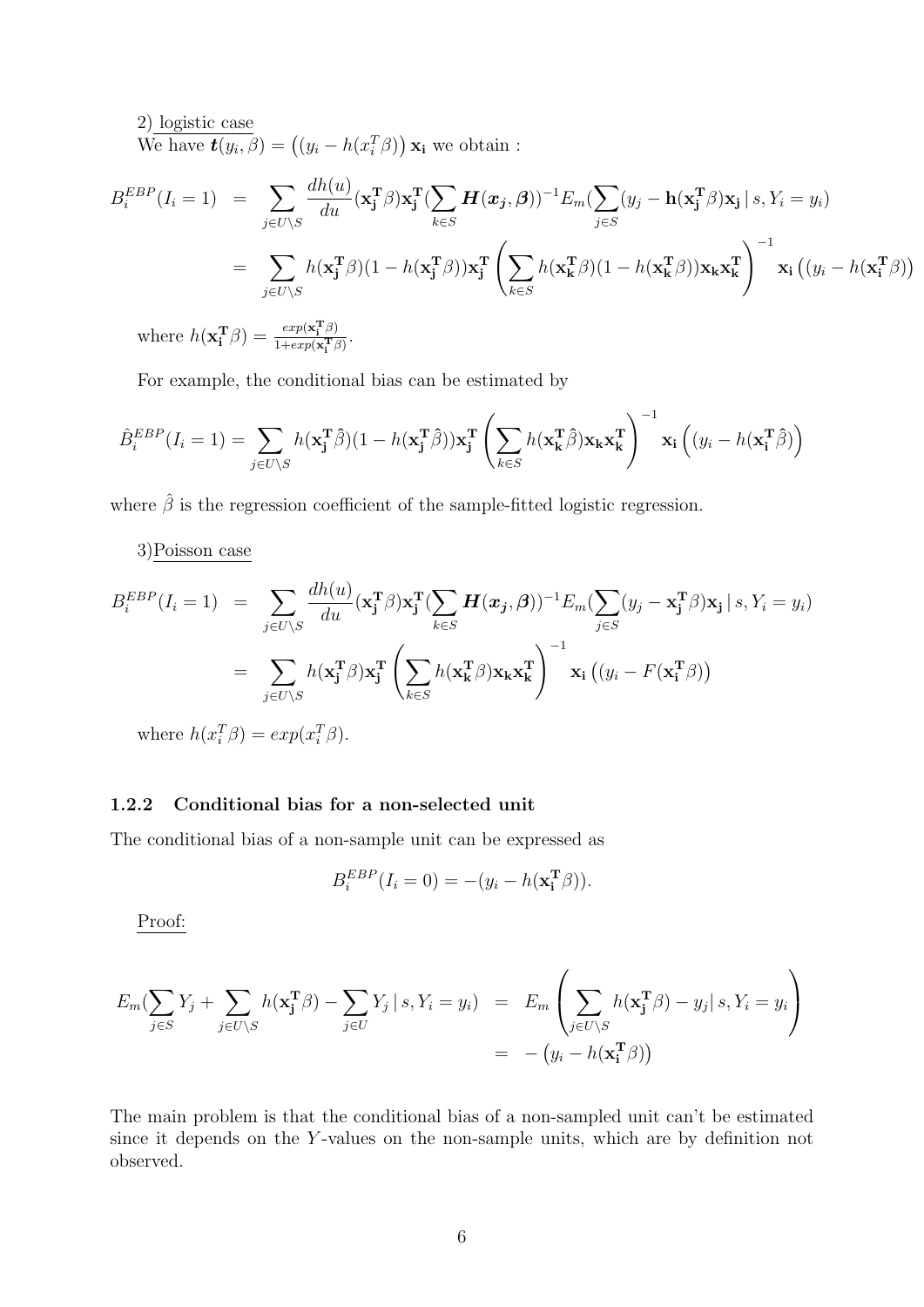2) logistic case
We have $\boldsymbol{t}(y_i, \beta) = \left((y_i - h(x_i^T\beta)\right)\mathbf{x_i}$ we obtain :

$$
\begin{aligned}
B_i^{EBP}(I_i = 1) &= \sum_{j \in U \setminus S} \frac{dh(u)}{du}(\mathbf{x_j^T}\beta)\mathbf{x_j^T}(\sum_{k \in S} \boldsymbol{H}(\boldsymbol{x_j}, \boldsymbol{\beta}))^{-1} E_m(\sum_{j \in S}(y_j - \mathbf{h}(\mathbf{x_j^T}\beta)\mathbf{x_j} \,|\, s, Y_i = y_i) \\
&= \sum_{j \in U \setminus S} h(\mathbf{x_j^T}\beta)(1 - h(\mathbf{x_j^T}\beta))\mathbf{x_j^T} \left(\sum_{k \in S} h(\mathbf{x_k^T}\beta)(1 - h(\mathbf{x_k^T}\beta))\mathbf{x_k}\mathbf{x_k^T}\right)^{-1} \mathbf{x_i}\left((y_i - h(\mathbf{x_i^T}\beta)\right)
\end{aligned}
$$

where $h(\mathbf{x_i^T}\beta) = \frac{exp(\mathbf{x_i^T}\beta)}{1+exp(\mathbf{x_i^T}\beta)}$.

For example, the conditional bias can be estimated by

$$
\hat{B}_i^{EBP}(I_i = 1) = \sum_{j \in U \setminus S} h(\mathbf{x_j^T}\hat{\beta})(1 - h(\mathbf{x_j^T}\hat{\beta}))\mathbf{x_j^T} \left(\sum_{k \in S} h(\mathbf{x_k^T}\hat{\beta})\mathbf{x_k}\mathbf{x_k^T}\right)^{-1} \mathbf{x_i}\left((y_i - h(\mathbf{x_i^T}\hat{\beta})\right)
$$

where $\hat{\beta}$ is the regression coefficient of the sample-fitted logistic regression.

3) Poisson case

$$
\begin{aligned}
B_i^{EBP}(I_i = 1) &= \sum_{j \in U \setminus S} \frac{dh(u)}{du}(\mathbf{x_j^T}\beta)\mathbf{x_j^T}(\sum_{k \in S} \boldsymbol{H}(\boldsymbol{x_j}, \boldsymbol{\beta}))^{-1} E_m(\sum_{j \in S}(y_j - \mathbf{x_j^T}\beta)\mathbf{x_j} \,|\, s, Y_i = y_i) \\
&= \sum_{j \in U \setminus S} h(\mathbf{x_j^T}\beta)\mathbf{x_j^T} \left(\sum_{k \in S} h(\mathbf{x_k^T}\beta)\mathbf{x_k}\mathbf{x_k^T}\right)^{-1} \mathbf{x_i}\left((y_i - F(\mathbf{x_i^T}\beta)\right)
\end{aligned}
$$

where $h(x_i^T\beta) = exp(x_i^T\beta)$.

### 1.2.2 Conditional bias for a non-selected unit

The conditional bias of a non-sample unit can be expressed as

$$
B_i^{EBP}(I_i = 0) = -(y_i - h(\mathbf{x_i^T}\beta)).
$$

Proof:

$$
\begin{aligned}
E_m(\sum_{j \in S} Y_j + \sum_{j \in U \setminus S} h(\mathbf{x_j^T}\beta) - \sum_{j \in U} Y_j \,|\, s, Y_i = y_i) &= E_m\left(\sum_{j \in U \setminus S} h(\mathbf{x_j^T}\beta) - y_j | \, s, Y_i = y_i\right) \\
&= -\left(y_i - h(\mathbf{x_i^T}\beta)\right)
\end{aligned}
$$

The main problem is that the conditional bias of a non-sampled unit can't be estimated since it depends on the $Y$-values on the non-sample units, which are by definition not observed.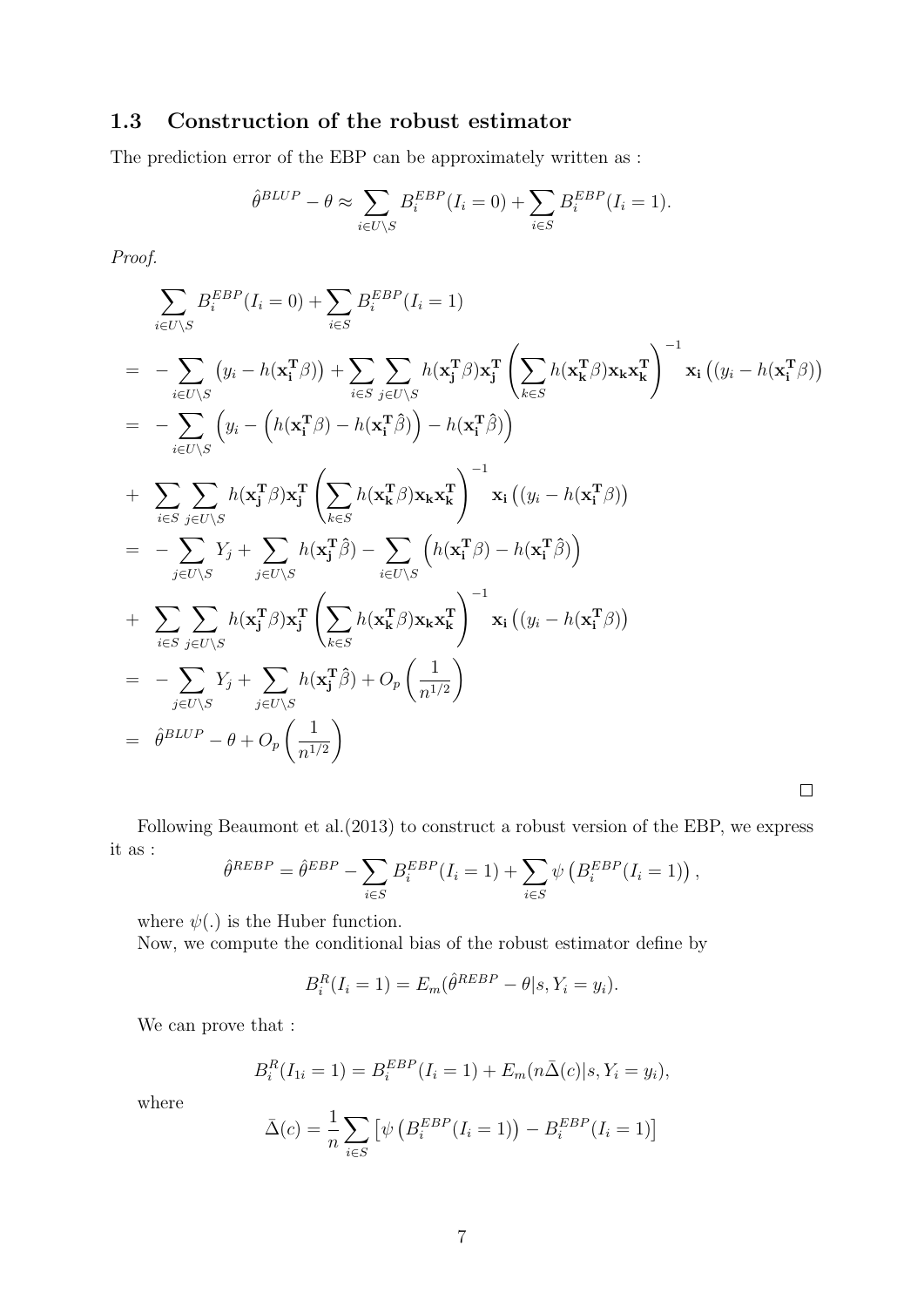### 1.3 Construction of the robust estimator

The prediction error of the EBP can be approximately written as :

$$\hat{\theta}^{BLUP} - \theta \approx \sum_{i \in U \setminus S} B_i^{EBP}(I_i = 0) + \sum_{i \in S} B_i^{EBP}(I_i = 1).$$

*Proof.*

$$
\begin{aligned}
& \sum_{i \in U \setminus S} B_i^{EBP}(I_i = 0) + \sum_{i \in S} B_i^{EBP}(I_i = 1) \\
= & \; - \sum_{i \in U \setminus S} \left( y_i - h(\mathbf{x_i^T} \beta) \right) + \sum_{i \in S} \sum_{j \in U \setminus S} h(\mathbf{x_j^T} \beta) \mathbf{x_j^T} \left( \sum_{k \in S} h(\mathbf{x_k^T} \beta) \mathbf{x_k} \mathbf{x_k^T} \right)^{-1} \mathbf{x_i} \left( (y_i - h(\mathbf{x_i^T} \beta) \right) \\
= & \; - \sum_{i \in U \setminus S} \left( y_i - \left( h(\mathbf{x_i^T} \beta) - h(\mathbf{x_i^T} \hat{\beta}) \right) - h(\mathbf{x_i^T} \hat{\beta}) \right) \\
+ & \; \sum_{i \in S} \sum_{j \in U \setminus S} h(\mathbf{x_j^T} \beta) \mathbf{x_j^T} \left( \sum_{k \in S} h(\mathbf{x_k^T} \beta) \mathbf{x_k} \mathbf{x_k^T} \right)^{-1} \mathbf{x_i} \left( (y_i - h(\mathbf{x_i^T} \beta) \right) \\
= & \; - \sum_{j \in U \setminus S} Y_j + \sum_{j \in U \setminus S} h(\mathbf{x_j^T} \hat{\beta}) - \sum_{i \in U \setminus S} \left( h(\mathbf{x_i^T} \beta) - h(\mathbf{x_i^T} \hat{\beta}) \right) \\
+ & \; \sum_{i \in S} \sum_{j \in U \setminus S} h(\mathbf{x_j^T} \beta) \mathbf{x_j^T} \left( \sum_{k \in S} h(\mathbf{x_k^T} \beta) \mathbf{x_k} \mathbf{x_k^T} \right)^{-1} \mathbf{x_i} \left( (y_i - h(\mathbf{x_i^T} \beta) \right) \\
= & \; - \sum_{j \in U \setminus S} Y_j + \sum_{j \in U \setminus S} h(\mathbf{x_j^T} \hat{\beta}) + O_p\left( \frac{1}{n^{1/2}} \right) \\
= & \; \hat{\theta}^{BLUP} - \theta + O_p\left( \frac{1}{n^{1/2}} \right)
\end{aligned}
$$

□

Following Beaumont et al.(2013) to construct a robust version of the EBP, we express it as :

$$\hat{\theta}^{REBP} = \hat{\theta}^{EBP} - \sum_{i \in S} B_i^{EBP}(I_i = 1) + \sum_{i \in S} \psi\left( B_i^{EBP}(I_i = 1) \right),$$

where $\psi(.)$ is the Huber function.

Now, we compute the conditional bias of the robust estimator define by

$$B_i^R(I_i = 1) = E_m(\hat{\theta}^{REBP} - \theta | s, Y_i = y_i).$$

We can prove that :

$$B_i^R(I_{1i} = 1) = B_i^{EBP}(I_i = 1) + E_m(n\bar{\Delta}(c) | s, Y_i = y_i),$$

where

$$\bar{\Delta}(c) = \frac{1}{n} \sum_{i \in S} \left[ \psi\left( B_i^{EBP}(I_i = 1) \right) - B_i^{EBP}(I_i = 1) \right]$$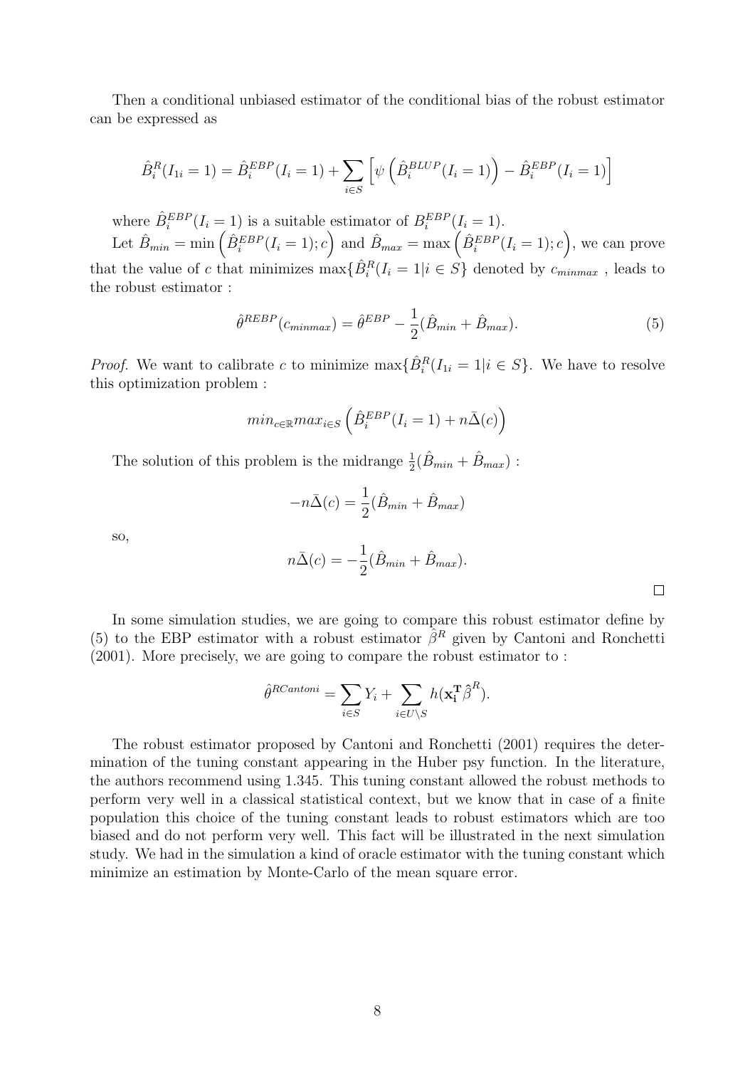Then a conditional unbiased estimator of the conditional bias of the robust estimator can be expressed as

$$\hat{B}_i^R(I_{1i}=1) = \hat{B}_i^{EBP}(I_i=1) + \sum_{i \in S} \left[ \psi\left( \hat{B}_i^{BLUP}(I_i=1) \right) - \hat{B}_i^{EBP}(I_i=1) \right]$$

where $\hat{B}_i^{EBP}(I_i=1)$ is a suitable estimator of $B_i^{EBP}(I_i=1)$.

Let $\hat{B}_{min} = \min\left(\hat{B}_i^{EBP}(I_i=1); c\right)$ and $\hat{B}_{max} = \max\left(\hat{B}_i^{EBP}(I_i=1); c\right)$, we can prove that the value of $c$ that minimizes $\max\{\hat{B}_i^R(I_i=1|i \in S\}$ denoted by $c_{minmax}$ , leads to the robust estimator :

$$\hat{\theta}^{REBP}(c_{minmax}) = \hat{\theta}^{EBP} - \frac{1}{2}(\hat{B}_{min} + \hat{B}_{max}). \tag{5}$$

*Proof.* We want to calibrate $c$ to minimize $\max\{\hat{B}_i^R(I_{1i}=1|i \in S\}$. We have to resolve this optimization problem :

$$min_{c \in \mathbb{R}} max_{i \in S} \left( \hat{B}_i^{EBP}(I_i=1) + n\bar{\Delta}(c) \right)$$

The solution of this problem is the midrange $\frac{1}{2}(\hat{B}_{min} + \hat{B}_{max})$ :

$$-n\bar{\Delta}(c) = \frac{1}{2}(\hat{B}_{min} + \hat{B}_{max})$$

so,

$$n\bar{\Delta}(c) = -\frac{1}{2}(\hat{B}_{min} + \hat{B}_{max}).$$

□

In some simulation studies, we are going to compare this robust estimator define by (5) to the EBP estimator with a robust estimator $\hat{\beta}^R$ given by Cantoni and Ronchetti (2001). More precisely, we are going to compare the robust estimator to :

$$\hat{\theta}^{RCantoni} = \sum_{i \in S} Y_i + \sum_{i \in U \setminus S} h(\mathbf{x_i^T} \hat{\beta}^R).$$

The robust estimator proposed by Cantoni and Ronchetti (2001) requires the determination of the tuning constant appearing in the Huber psy function. In the literature, the authors recommend using 1.345. This tuning constant allowed the robust methods to perform very well in a classical statistical context, but we know that in case of a finite population this choice of the tuning constant leads to robust estimators which are too biased and do not perform very well. This fact will be illustrated in the next simulation study. We had in the simulation a kind of oracle estimator with the tuning constant which minimize an estimation by Monte-Carlo of the mean square error.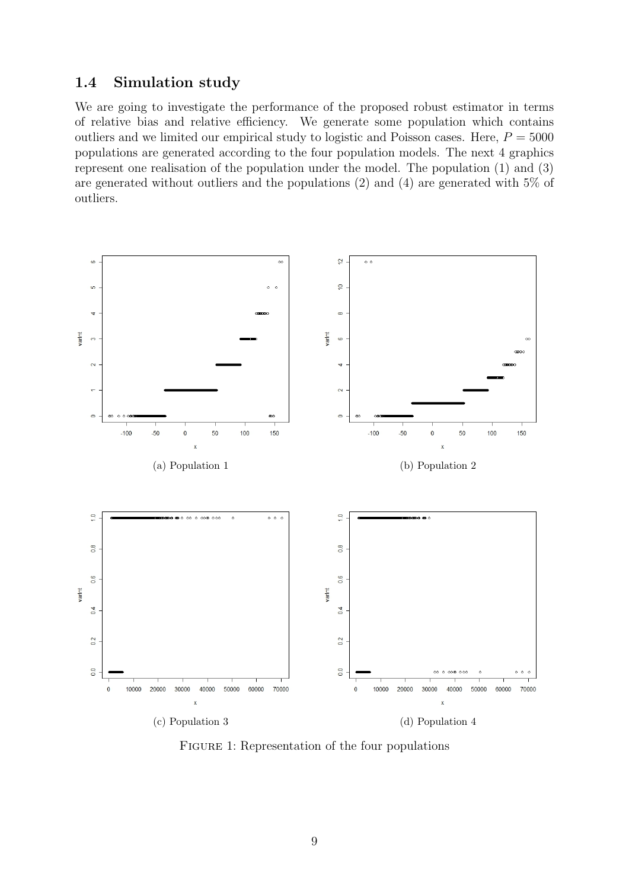## 1.4 Simulation study

We are going to investigate the performance of the proposed robust estimator in terms of relative bias and relative efficiency. We generate some population which contains outliers and we limited our empirical study to logistic and Poisson cases. Here, $P = 5000$ populations are generated according to the four population models. The next 4 graphics represent one realisation of the population under the model. The population (1) and (3) are generated without outliers and the populations (2) and (4) are generated with 5% of outliers.

(a) Population 1

(b) Population 2

(c) Population 3

(d) Population 4

Figure 1: Representation of the four populations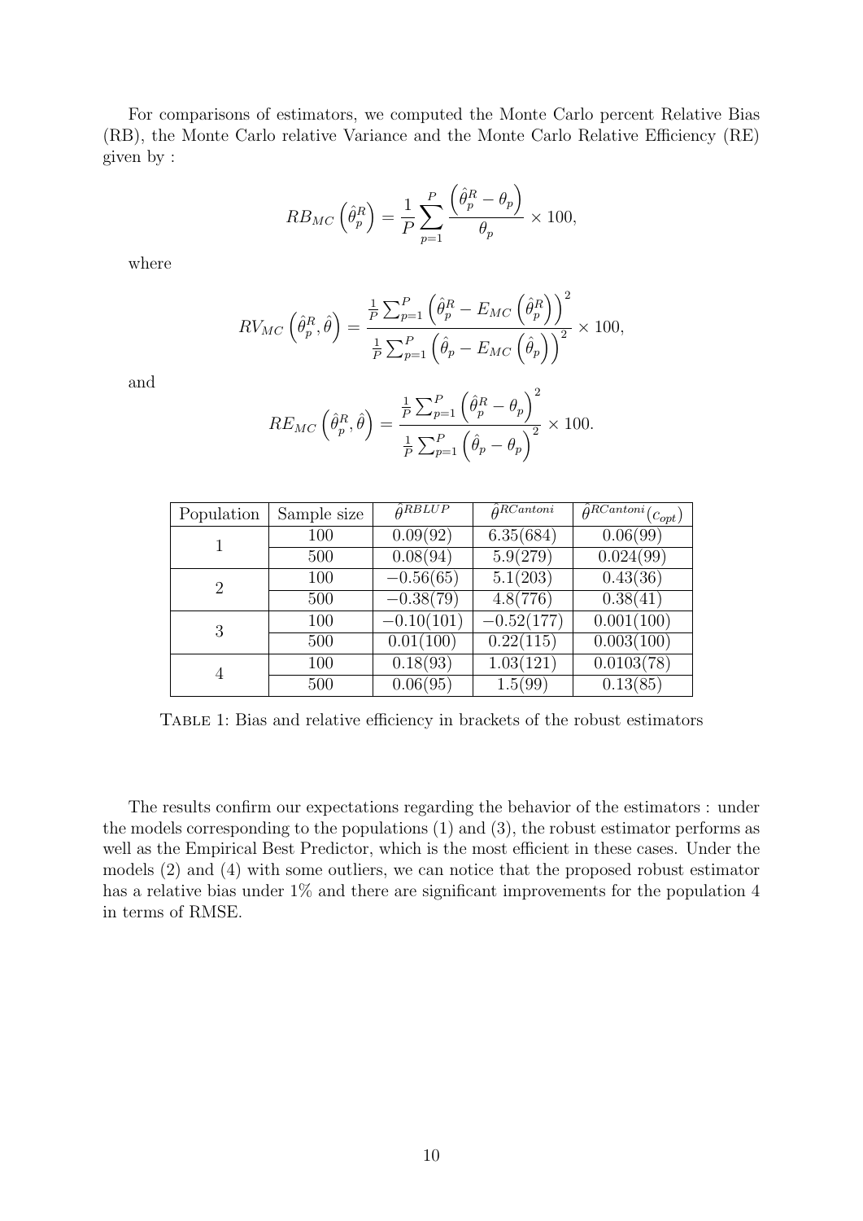For comparisons of estimators, we computed the Monte Carlo percent Relative Bias (RB), the Monte Carlo relative Variance and the Monte Carlo Relative Efficiency (RE) given by :

$$RB_{MC}\left(\hat{\theta}_p^R\right) = \frac{1}{P}\sum_{p=1}^{P}\frac{\left(\hat{\theta}_p^R - \theta_p\right)}{\theta_p} \times 100,$$

where

$$RV_{MC}\left(\hat{\theta}_p^R, \hat{\theta}\right) = \frac{\frac{1}{P}\sum_{p=1}^{P}\left(\hat{\theta}_p^R - E_{MC}\left(\hat{\theta}_p^R\right)\right)^2}{\frac{1}{P}\sum_{p=1}^{P}\left(\hat{\theta}_p - E_{MC}\left(\hat{\theta}_p\right)\right)^2} \times 100,$$

and

$$RE_{MC}\left(\hat{\theta}_p^R, \hat{\theta}\right) = \frac{\frac{1}{P}\sum_{p=1}^{P}\left(\hat{\theta}_p^R - \theta_p\right)^2}{\frac{1}{P}\sum_{p=1}^{P}\left(\hat{\theta}_p - \theta_p\right)^2} \times 100.$$

| Population | Sample size | $\hat{\theta}^{RBLUP}$ | $\hat{\theta}^{RCantoni}$ | $\hat{\theta}^{RCantoni}(c_{opt})$ |
|---|---|---|---|---|
| 1 | 100 | 0.09(92) | 6.35(684) | 0.06(99) |
| | 500 | 0.08(94) | 5.9(279) | 0.024(99) |
| 2 | 100 | −0.56(65) | 5.1(203) | 0.43(36) |
| | 500 | −0.38(79) | 4.8(776) | 0.38(41) |
| 3 | 100 | −0.10(101) | −0.52(177) | 0.001(100) |
| | 500 | 0.01(100) | 0.22(115) | 0.003(100) |
| 4 | 100 | 0.18(93) | 1.03(121) | 0.0103(78) |
| | 500 | 0.06(95) | 1.5(99) | 0.13(85) |

Table 1: Bias and relative efficiency in brackets of the robust estimators

The results confirm our expectations regarding the behavior of the estimators : under the models corresponding to the populations (1) and (3), the robust estimator performs as well as the Empirical Best Predictor, which is the most efficient in these cases. Under the models (2) and (4) with some outliers, we can notice that the proposed robust estimator has a relative bias under 1% and there are significant improvements for the population 4 in terms of RMSE.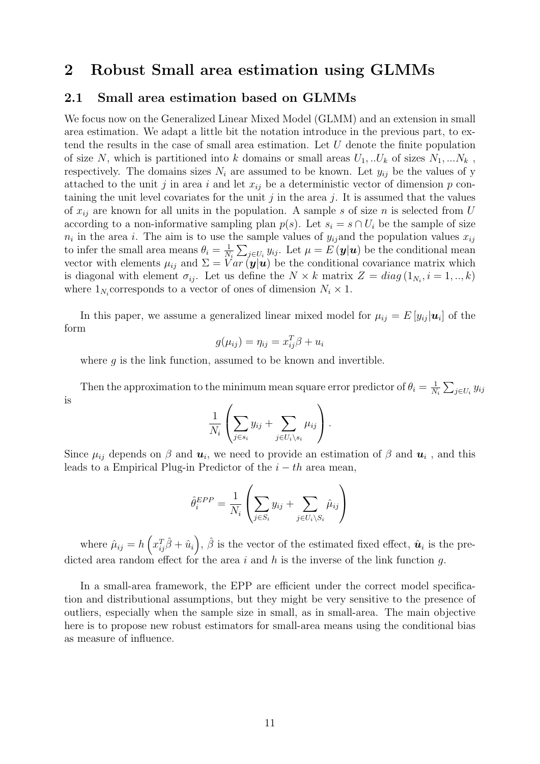# 2 Robust Small area estimation using GLMMs

## 2.1 Small area estimation based on GLMMs

We focus now on the Generalized Linear Mixed Model (GLMM) and an extension in small area estimation. We adapt a little bit the notation introduce in the previous part, to extend the results in the case of small area estimation. Let $U$ denote the finite population of size $N$, which is partitioned into $k$ domains or small areas $U_1, ..U_k$ of sizes $N_1, ...N_k$ , respectively. The domains sizes $N_i$ are assumed to be known. Let $y_{ij}$ be the values of y attached to the unit $j$ in area $i$ and let $x_{ij}$ be a deterministic vector of dimension $p$ containing the unit level covariates for the unit $j$ in the area $j$. It is assumed that the values of $x_{ij}$ are known for all units in the population. A sample $s$ of size $n$ is selected from $U$ according to a non-informative sampling plan $p(s)$. Let $s_i = s \cap U_i$ be the sample of size $n_i$ in the area $i$. The aim is to use the sample values of $y_{ij}$and the population values $x_{ij}$ to infer the small area means $\theta_i = \frac{1}{N_i}\sum_{j\in U_i} y_{ij}$. Let $\mu = E\left(\boldsymbol{y}|\boldsymbol{u}\right)$ be the conditional mean vector with elements $\mu_{ij}$ and $\Sigma = Var\left(\boldsymbol{y}|\boldsymbol{u}\right)$ be the conditional covariance matrix which is diagonal with element $\sigma_{ij}$. Let us define the $N \times k$ matrix $Z = diag\left(1_{N_i}, i = 1, .., k\right)$ where $1_{N_i}$corresponds to a vector of ones of dimension $N_i \times 1$.

In this paper, we assume a generalized linear mixed model for $\mu_{ij} = E\left[y_{ij}|\boldsymbol{u}_i\right]$ of the form

$$g(\mu_{ij}) = \eta_{ij} = x_{ij}^T\beta + u_i$$

where $g$ is the link function, assumed to be known and invertible.

Then the approximation to the minimum mean square error predictor of $\theta_i = \frac{1}{N_i}\sum_{j\in U_i} y_{ij}$ is

$$\frac{1}{N_i}\left(\sum_{j\in s_i} y_{ij} + \sum_{j\in U_i\setminus s_i} \mu_{ij}\right).$$

Since $\mu_{ij}$ depends on $\beta$ and $\boldsymbol{u}_i$, we need to provide an estimation of $\beta$ and $\boldsymbol{u}_i$ , and this leads to a Empirical Plug-in Predictor of the $i-th$ area mean,

$$\hat{\theta}_i^{EPP} = \frac{1}{N_i}\left(\sum_{j\in S_i} y_{ij} + \sum_{j\in U_i\setminus S_i} \hat{\mu}_{ij}\right)$$

where $\hat{\mu}_{ij} = h\left(x_{ij}^T\hat{\beta} + \hat{u}_i\right)$, $\hat{\beta}$ is the vector of the estimated fixed effect, $\hat{\boldsymbol{u}}_i$ is the predicted area random effect for the area $i$ and $h$ is the inverse of the link function $g$.

In a small-area framework, the EPP are efficient under the correct model specification and distributional assumptions, but they might be very sensitive to the presence of outliers, especially when the sample size in small, as in small-area. The main objective here is to propose new robust estimators for small-area means using the conditional bias as measure of influence.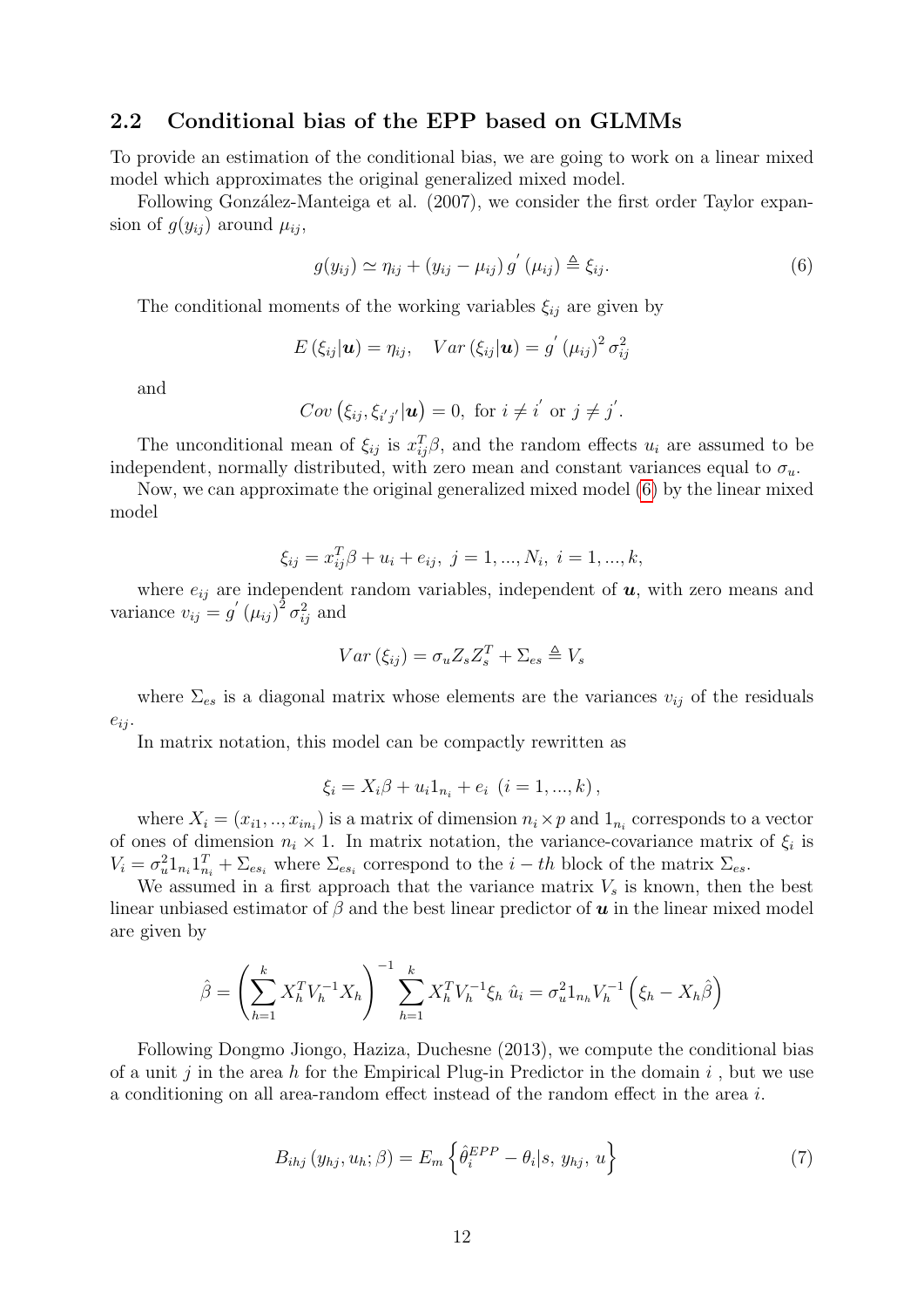## 2.2 Conditional bias of the EPP based on GLMMs

To provide an estimation of the conditional bias, we are going to work on a linear mixed model which approximates the original generalized mixed model.

Following González-Manteiga et al. (2007), we consider the first order Taylor expansion of $g(y_{ij})$ around $\mu_{ij}$,

$$g(y_{ij}) \simeq \eta_{ij} + (y_{ij} - \mu_{ij})\, g^{'}(\mu_{ij}) \triangleq \xi_{ij}. \tag{6}$$

The conditional moments of the working variables $\xi_{ij}$ are given by

$$E\left(\xi_{ij}|\boldsymbol{u}\right) = \eta_{ij}, \quad Var\left(\xi_{ij}|\boldsymbol{u}\right) = g^{'}(\mu_{ij})^2 \sigma_{ij}^2$$

and

$$Cov\left(\xi_{ij}, \xi_{i^{'}j^{'}}|\boldsymbol{u}\right) = 0, \text{ for } i \neq i^{'} \text{ or } j \neq j^{'}.$$

The unconditional mean of $\xi_{ij}$ is $x_{ij}^T\beta$, and the random effects $u_i$ are assumed to be independent, normally distributed, with zero mean and constant variances equal to $\sigma_u$.

Now, we can approximate the original generalized mixed model (6) by the linear mixed model

$$\xi_{ij} = x_{ij}^T\beta + u_i + e_{ij},\ j = 1, ..., N_i,\ i = 1, ..., k,$$

where $e_{ij}$ are independent random variables, independent of $\boldsymbol{u}$, with zero means and variance $v_{ij} = g^{'}(\mu_{ij})^2 \sigma_{ij}^2$ and

$$Var\left(\xi_{ij}\right) = \sigma_u Z_s Z_s^T + \Sigma_{es} \triangleq V_s$$

where $\Sigma_{es}$ is a diagonal matrix whose elements are the variances $v_{ij}$ of the residuals $e_{ij}$.

In matrix notation, this model can be compactly rewritten as

$$\xi_i = X_i\beta + u_i 1_{n_i} + e_i \ \left(i = 1, ..., k\right),$$

where $X_i = (x_{i1}, .., x_{in_i})$ is a matrix of dimension $n_i \times p$ and $1_{n_i}$ corresponds to a vector of ones of dimension $n_i \times 1$. In matrix notation, the variance-covariance matrix of $\xi_i$ is $V_i = \sigma_u^2 1_{n_i} 1_{n_i}^T + \Sigma_{es_i}$ where $\Sigma_{es_i}$ correspond to the $i-th$ block of the matrix $\Sigma_{es}$.

We assumed in a first approach that the variance matrix $V_s$ is known, then the best linear unbiased estimator of $\beta$ and the best linear predictor of $\boldsymbol{u}$ in the linear mixed model are given by

$$\hat{\beta} = \left(\sum_{h=1}^{k} X_h^T V_h^{-1} X_h\right)^{-1} \sum_{h=1}^{k} X_h^T V_h^{-1} \xi_h \ \hat{u}_i = \sigma_u^2 1_{n_h} V_h^{-1}\left(\xi_h - X_h\hat{\beta}\right)$$

Following Dongmo Jiongo, Haziza, Duchesne (2013), we compute the conditional bias of a unit $j$ in the area $h$ for the Empirical Plug-in Predictor in the domain $i$ , but we use a conditioning on all area-random effect instead of the random effect in the area $i$.

$$B_{ihj}\left(y_{hj}, u_h; \beta\right) = E_m\left\{\hat{\theta}_i^{EPP} - \theta_i | s,\ y_{hj},\ u\right\} \tag{7}$$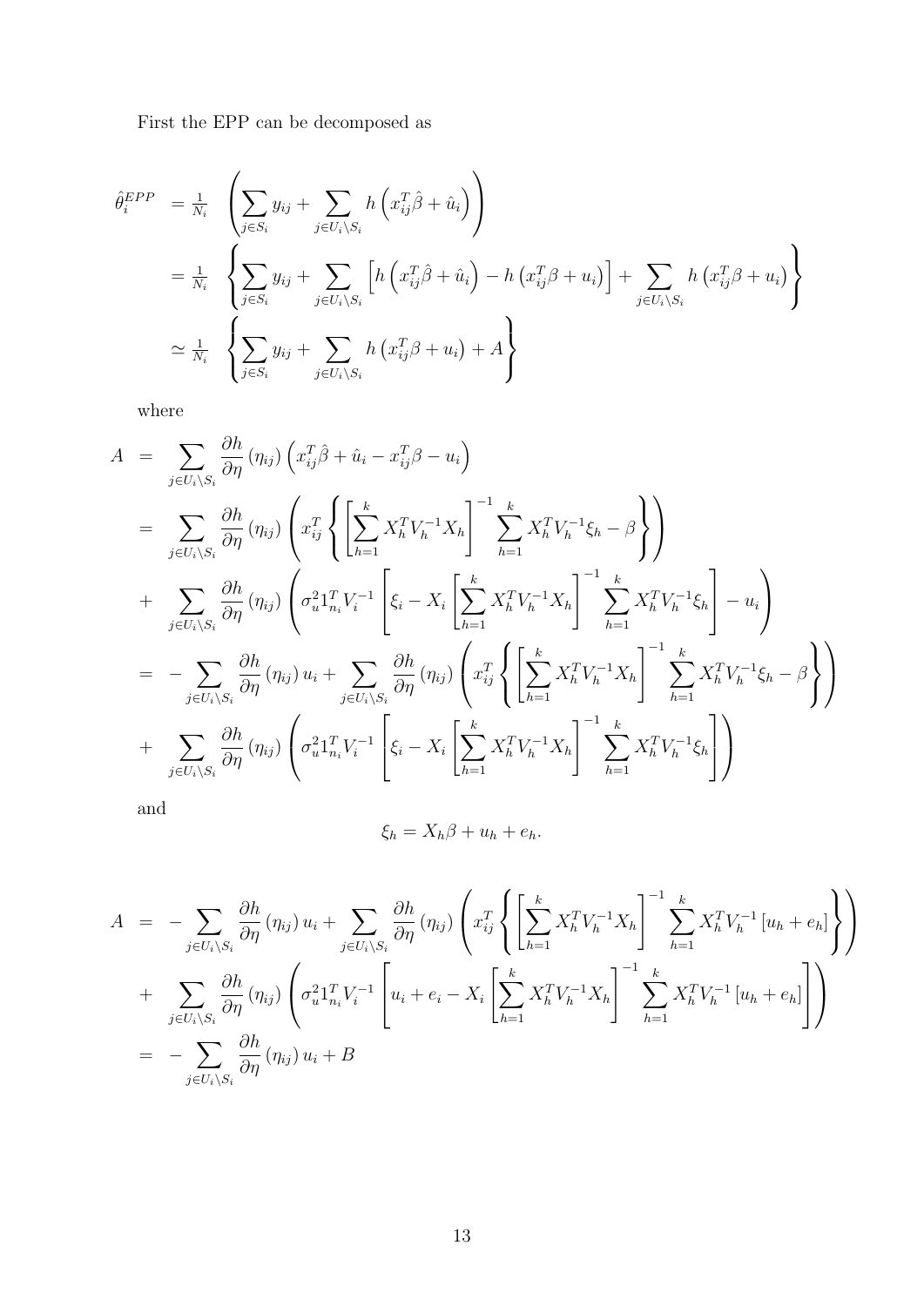First the EPP can be decomposed as

$$
\begin{aligned}
\hat{\theta}_i^{EPP} &= \tfrac{1}{N_i} \left( \sum_{j \in S_i} y_{ij} + \sum_{j \in U_i \setminus S_i} h\left(x_{ij}^T \hat{\beta} + \hat{u}_i\right) \right) \\
&= \tfrac{1}{N_i} \left\{ \sum_{j \in S_i} y_{ij} + \sum_{j \in U_i \setminus S_i} \left[ h\left(x_{ij}^T \hat{\beta} + \hat{u}_i\right) - h\left(x_{ij}^T \beta + u_i\right) \right] + \sum_{j \in U_i \setminus S_i} h\left(x_{ij}^T \beta + u_i\right) \right\} \\
&\simeq \tfrac{1}{N_i} \left\{ \sum_{j \in S_i} y_{ij} + \sum_{j \in U_i \setminus S_i} h\left(x_{ij}^T \beta + u_i\right) + A \right\}
\end{aligned}
$$

where

$$
\begin{aligned}
A &= \sum_{j \in U_i \setminus S_i} \frac{\partial h}{\partial \eta}(\eta_{ij}) \left( x_{ij}^T \hat{\beta} + \hat{u}_i - x_{ij}^T \beta - u_i \right) \\
&= \sum_{j \in U_i \setminus S_i} \frac{\partial h}{\partial \eta}(\eta_{ij}) \left( x_{ij}^T \left\{ \left[ \sum_{h=1}^{k} X_h^T V_h^{-1} X_h \right]^{-1} \sum_{h=1}^{k} X_h^T V_h^{-1} \xi_h - \beta \right\} \right) \\
&+ \sum_{j \in U_i \setminus S_i} \frac{\partial h}{\partial \eta}(\eta_{ij}) \left( \sigma_u^2 1_{n_i}^T V_i^{-1} \left[ \xi_i - X_i \left[ \sum_{h=1}^{k} X_h^T V_h^{-1} X_h \right]^{-1} \sum_{h=1}^{k} X_h^T V_h^{-1} \xi_h \right] - u_i \right) \\
&= - \sum_{j \in U_i \setminus S_i} \frac{\partial h}{\partial \eta}(\eta_{ij}) u_i + \sum_{j \in U_i \setminus S_i} \frac{\partial h}{\partial \eta}(\eta_{ij}) \left( x_{ij}^T \left\{ \left[ \sum_{h=1}^{k} X_h^T V_h^{-1} X_h \right]^{-1} \sum_{h=1}^{k} X_h^T V_h^{-1} \xi_h - \beta \right\} \right) \\
&+ \sum_{j \in U_i \setminus S_i} \frac{\partial h}{\partial \eta}(\eta_{ij}) \left( \sigma_u^2 1_{n_i}^T V_i^{-1} \left[ \xi_i - X_i \left[ \sum_{h=1}^{k} X_h^T V_h^{-1} X_h \right]^{-1} \sum_{h=1}^{k} X_h^T V_h^{-1} \xi_h \right] \right)
\end{aligned}
$$

and

$$
\xi_h = X_h \beta + u_h + e_h.
$$

$$
\begin{aligned}
A &= - \sum_{j \in U_i \setminus S_i} \frac{\partial h}{\partial \eta}(\eta_{ij}) u_i + \sum_{j \in U_i \setminus S_i} \frac{\partial h}{\partial \eta}(\eta_{ij}) \left( x_{ij}^T \left\{ \left[ \sum_{h=1}^{k} X_h^T V_h^{-1} X_h \right]^{-1} \sum_{h=1}^{k} X_h^T V_h^{-1} \left[ u_h + e_h \right] \right\} \right) \\
&+ \sum_{j \in U_i \setminus S_i} \frac{\partial h}{\partial \eta}(\eta_{ij}) \left( \sigma_u^2 1_{n_i}^T V_i^{-1} \left[ u_i + e_i - X_i \left[ \sum_{h=1}^{k} X_h^T V_h^{-1} X_h \right]^{-1} \sum_{h=1}^{k} X_h^T V_h^{-1} \left[ u_h + e_h \right] \right] \right) \\
&= - \sum_{j \in U_i \setminus S_i} \frac{\partial h}{\partial \eta}(\eta_{ij}) u_i + B
\end{aligned}
$$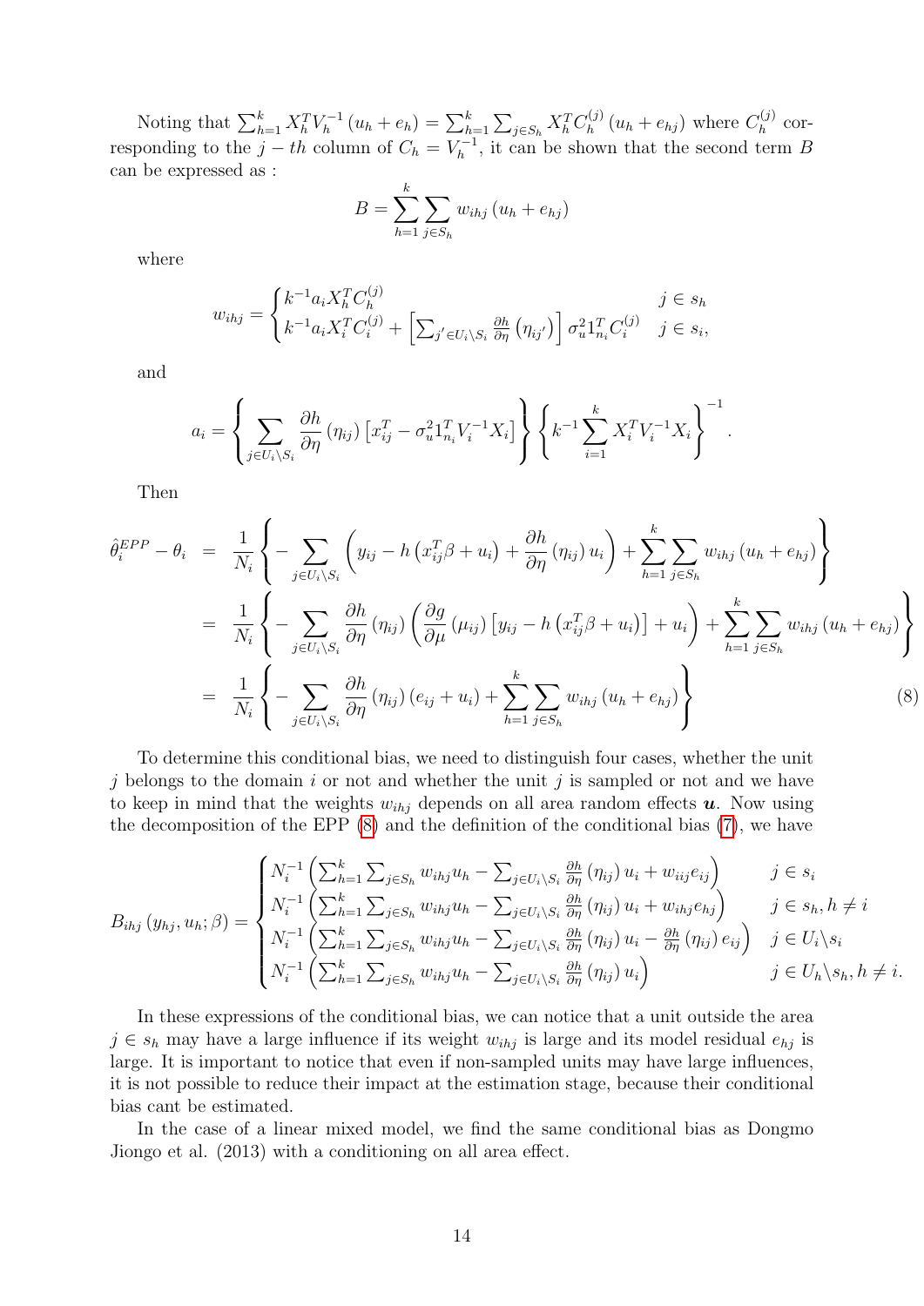Noting that $\sum_{h=1}^{k} X_h^T V_h^{-1} (u_h + e_h) = \sum_{h=1}^{k} \sum_{j \in S_h} X_h^T C_h^{(j)} (u_h + e_{hj})$ where $C_h^{(j)}$ corresponding to the $j-th$ column of $C_h = V_h^{-1}$, it can be shown that the second term $B$ can be expressed as :

$$B = \sum_{h=1}^{k} \sum_{j \in S_h} w_{ihj} (u_h + e_{hj})$$

where

$$w_{ihj} = \begin{cases} k^{-1} a_i X_h^T C_h^{(j)} & j \in s_h \\ k^{-1} a_i X_i^T C_i^{(j)} + \left[\sum_{j' \in U_i \setminus S_i} \frac{\partial h}{\partial \eta}(\eta_{ij'})\right] \sigma_u^2 1_{n_i}^T C_i^{(j)} & j \in s_i, \end{cases}$$

and

$$a_i = \left\{ \sum_{j \in U_i \setminus S_i} \frac{\partial h}{\partial \eta}(\eta_{ij}) \left[x_{ij}^T - \sigma_u^2 1_{n_i}^T V_i^{-1} X_i\right] \right\} \left\{ k^{-1} \sum_{i=1}^{k} X_i^T V_i^{-1} X_i \right\}^{-1}.$$

Then

$$\begin{aligned}
\hat{\theta}_i^{EPP} - \theta_i &= \frac{1}{N_i} \left\{ - \sum_{j \in U_i \setminus S_i} \left( y_{ij} - h\left(x_{ij}^T \beta + u_i\right) + \frac{\partial h}{\partial \eta}(\eta_{ij}) u_i \right) + \sum_{h=1}^{k} \sum_{j \in S_h} w_{ihj} (u_h + e_{hj}) \right\} \\
&= \frac{1}{N_i} \left\{ - \sum_{j \in U_i \setminus S_i} \frac{\partial h}{\partial \eta}(\eta_{ij}) \left( \frac{\partial g}{\partial \mu}(\mu_{ij}) \left[y_{ij} - h\left(x_{ij}^T \beta + u_i\right)\right] + u_i \right) + \sum_{h=1}^{k} \sum_{j \in S_h} w_{ihj} (u_h + e_{hj}) \right\} \\
&= \frac{1}{N_i} \left\{ - \sum_{j \in U_i \setminus S_i} \frac{\partial h}{\partial \eta}(\eta_{ij}) (e_{ij} + u_i) + \sum_{h=1}^{k} \sum_{j \in S_h} w_{ihj} (u_h + e_{hj}) \right\} \qquad (8)
\end{aligned}$$

To determine this conditional bias, we need to distinguish four cases, whether the unit $j$ belongs to the domain $i$ or not and whether the unit $j$ is sampled or not and we have to keep in mind that the weights $w_{ihj}$ depends on all area random effects $\boldsymbol{u}$. Now using the decomposition of the EPP (8) and the definition of the conditional bias (7), we have

$$B_{ihj}(y_{hj}, u_h; \beta) = \begin{cases} N_i^{-1} \left( \sum_{h=1}^{k} \sum_{j \in S_h} w_{ihj} u_h - \sum_{j \in U_i \setminus S_i} \frac{\partial h}{\partial \eta}(\eta_{ij}) u_i + w_{iij} e_{ij} \right) & j \in s_i \\ N_i^{-1} \left( \sum_{h=1}^{k} \sum_{j \in S_h} w_{ihj} u_h - \sum_{j \in U_i \setminus S_i} \frac{\partial h}{\partial \eta}(\eta_{ij}) u_i + w_{ihj} e_{hj} \right) & j \in s_h, h \neq i \\ N_i^{-1} \left( \sum_{h=1}^{k} \sum_{j \in S_h} w_{ihj} u_h - \sum_{j \in U_i \setminus S_i} \frac{\partial h}{\partial \eta}(\eta_{ij}) u_i - \frac{\partial h}{\partial \eta}(\eta_{ij}) e_{ij} \right) & j \in U_i \setminus s_i \\ N_i^{-1} \left( \sum_{h=1}^{k} \sum_{j \in S_h} w_{ihj} u_h - \sum_{j \in U_i \setminus S_i} \frac{\partial h}{\partial \eta}(\eta_{ij}) u_i \right) & j \in U_h \setminus s_h, h \neq i. \end{cases}$$

In these expressions of the conditional bias, we can notice that a unit outside the area $j \in s_h$ may have a large influence if its weight $w_{ihj}$ is large and its model residual $e_{hj}$ is large. It is important to notice that even if non-sampled units may have large influences, it is not possible to reduce their impact at the estimation stage, because their conditional bias cant be estimated.

In the case of a linear mixed model, we find the same conditional bias as Dongmo Jiongo et al. (2013) with a conditioning on all area effect.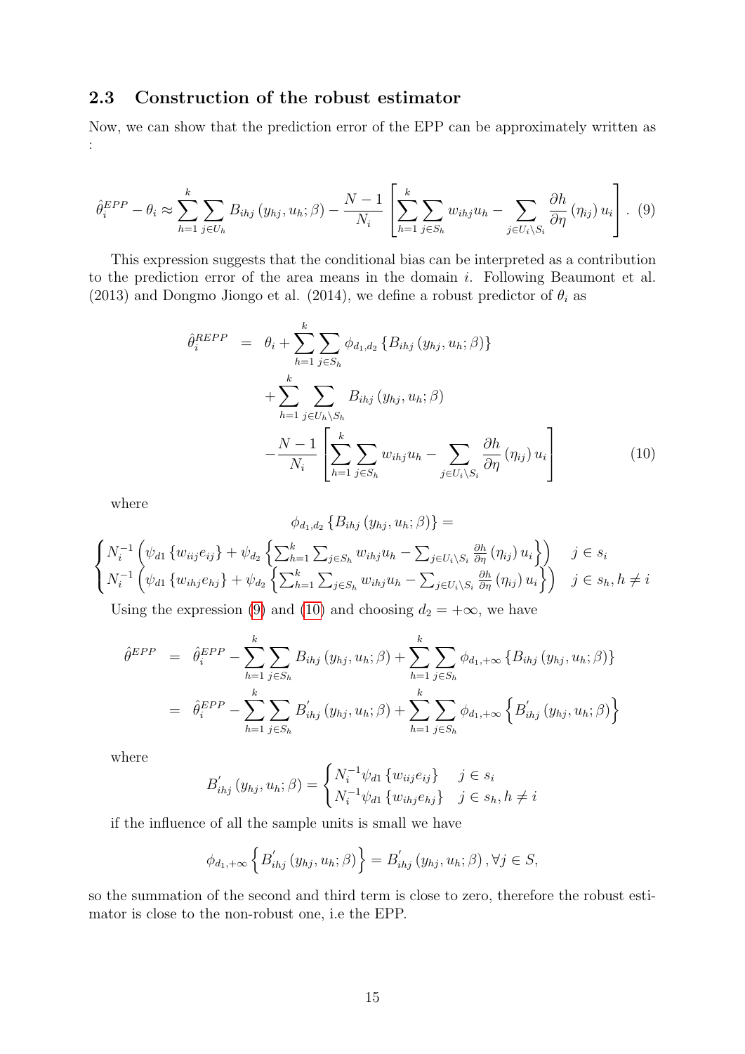### 2.3 Construction of the robust estimator

Now, we can show that the prediction error of the EPP can be approximately written as :

$$\hat{\theta}_i^{EPP} - \theta_i \approx \sum_{h=1}^{k} \sum_{j \in U_h} B_{ihj}\left(y_{hj}, u_h; \beta\right) - \frac{N-1}{N_i} \left[ \sum_{h=1}^{k} \sum_{j \in S_h} w_{ihj} u_h - \sum_{j \in U_i \setminus S_i} \frac{\partial h}{\partial \eta}\left(\eta_{ij}\right) u_i \right]. \quad (9)$$

This expression suggests that the conditional bias can be interpreted as a contribution to the prediction error of the area means in the domain $i$. Following Beaumont et al. (2013) and Dongmo Jiongo et al. (2014), we define a robust predictor of $\theta_i$ as

$$\begin{aligned}
\hat{\theta}_i^{REPP} &= \theta_i + \sum_{h=1}^{k} \sum_{j \in S_h} \phi_{d_1, d_2} \left\{ B_{ihj}\left(y_{hj}, u_h; \beta\right) \right\} \\
&\quad + \sum_{h=1}^{k} \sum_{j \in U_h \setminus S_h} B_{ihj}\left(y_{hj}, u_h; \beta\right) \\
&\quad - \frac{N-1}{N_i} \left[ \sum_{h=1}^{k} \sum_{j \in S_h} w_{ihj} u_h - \sum_{j \in U_i \setminus S_i} \frac{\partial h}{\partial \eta}\left(\eta_{ij}\right) u_i \right] \quad (10)
\end{aligned}$$

where

$$\phi_{d_1, d_2} \left\{ B_{ihj}\left(y_{hj}, u_h; \beta\right) \right\} =$$

$$\begin{cases} N_i^{-1} \left( \psi_{d1} \left\{ w_{iij} e_{ij} \right\} + \psi_{d_2} \left\{ \sum_{h=1}^{k} \sum_{j \in S_h} w_{ihj} u_h - \sum_{j \in U_i \setminus S_i} \frac{\partial h}{\partial \eta}\left(\eta_{ij}\right) u_i \right\} \right) & j \in s_i \\ N_i^{-1} \left( \psi_{d1} \left\{ w_{ihj} e_{hj} \right\} + \psi_{d_2} \left\{ \sum_{h=1}^{k} \sum_{j \in S_h} w_{ihj} u_h - \sum_{j \in U_i \setminus S_i} \frac{\partial h}{\partial \eta}\left(\eta_{ij}\right) u_i \right\} \right) & j \in s_h, h \neq i \end{cases}$$

Using the expression (9) and (10) and choosing $d_2 = +\infty$, we have

$$\begin{aligned}
\hat{\theta}^{EPP} &= \hat{\theta}_i^{EPP} - \sum_{h=1}^{k} \sum_{j \in S_h} B_{ihj}\left(y_{hj}, u_h; \beta\right) + \sum_{h=1}^{k} \sum_{j \in S_h} \phi_{d_1, +\infty} \left\{ B_{ihj}\left(y_{hj}, u_h; \beta\right) \right\} \\
&= \hat{\theta}_i^{EPP} - \sum_{h=1}^{k} \sum_{j \in S_h} B'_{ihj}\left(y_{hj}, u_h; \beta\right) + \sum_{h=1}^{k} \sum_{j \in S_h} \phi_{d_1, +\infty} \left\{ B'_{ihj}\left(y_{hj}, u_h; \beta\right) \right\}
\end{aligned}$$

where

$$B'_{ihj}\left(y_{hj}, u_h; \beta\right) = \begin{cases} N_i^{-1} \psi_{d1} \left\{ w_{iij} e_{ij} \right\} & j \in s_i \\ N_i^{-1} \psi_{d1} \left\{ w_{ihj} e_{hj} \right\} & j \in s_h, h \neq i \end{cases}$$

if the influence of all the sample units is small we have

$$\phi_{d_1, +\infty} \left\{ B'_{ihj}\left(y_{hj}, u_h; \beta\right) \right\} = B'_{ihj}\left(y_{hj}, u_h; \beta\right), \forall j \in S,$$

so the summation of the second and third term is close to zero, therefore the robust estimator is close to the non-robust one, i.e the EPP.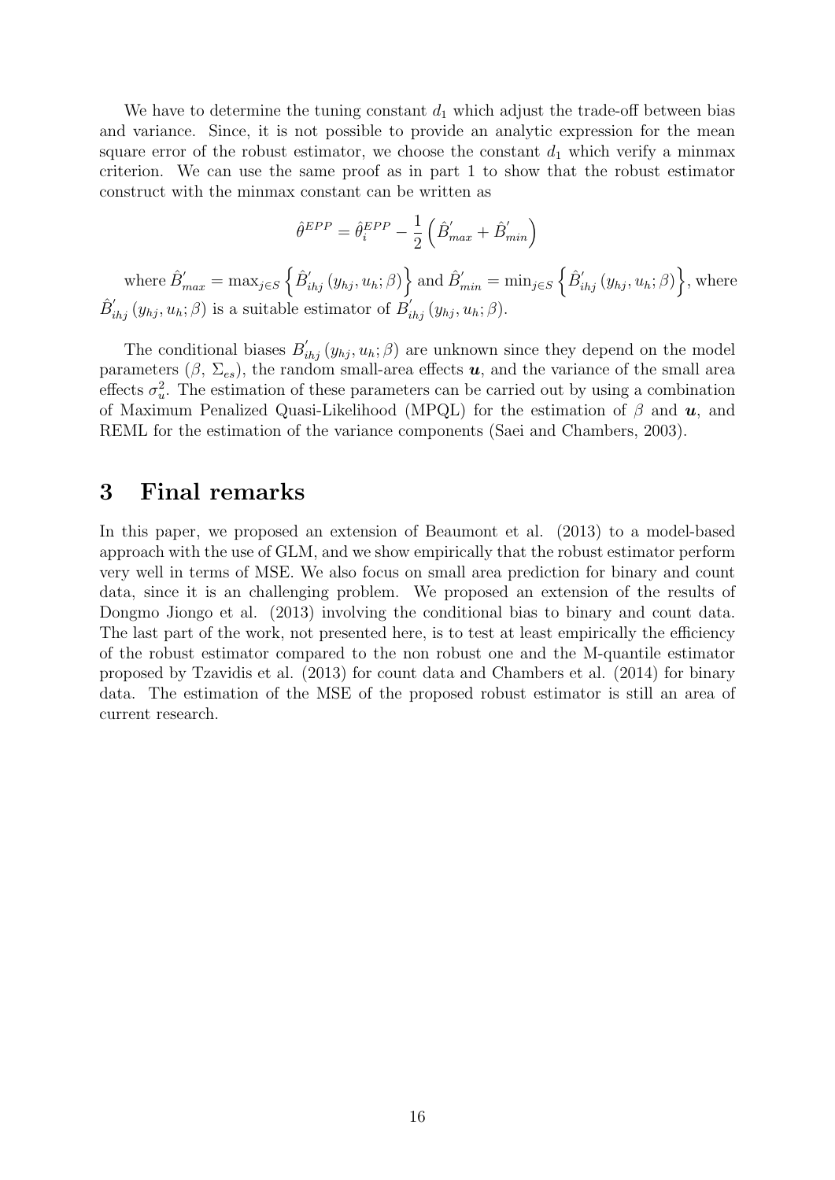We have to determine the tuning constant $d_1$ which adjust the trade-off between bias and variance. Since, it is not possible to provide an analytic expression for the mean square error of the robust estimator, we choose the constant $d_1$ which verify a minmax criterion. We can use the same proof as in part 1 to show that the robust estimator construct with the minmax constant can be written as

$$\hat{\theta}^{EPP} = \hat{\theta}_i^{EPP} - \frac{1}{2}\left(\hat{B}'_{max} + \hat{B}'_{min}\right)$$

where $\hat{B}'_{max} = \max_{j \in S}\left\{\hat{B}'_{ihj}\left(y_{hj}, u_h; \beta\right)\right\}$ and $\hat{B}'_{min} = \min_{j \in S}\left\{\hat{B}'_{ihj}\left(y_{hj}, u_h; \beta\right)\right\}$, where $\hat{B}'_{ihj}\left(y_{hj}, u_h; \beta\right)$ is a suitable estimator of $B'_{ihj}\left(y_{hj}, u_h; \beta\right)$.

The conditional biases $B'_{ihj}\left(y_{hj}, u_h; \beta\right)$ are unknown since they depend on the model parameters ($\beta$, $\Sigma_{es}$), the random small-area effects $\boldsymbol{u}$, and the variance of the small area effects $\sigma_u^2$. The estimation of these parameters can be carried out by using a combination of Maximum Penalized Quasi-Likelihood (MPQL) for the estimation of $\beta$ and $\boldsymbol{u}$, and REML for the estimation of the variance components (Saei and Chambers, 2003).

# 3 Final remarks

In this paper, we proposed an extension of Beaumont et al. (2013) to a model-based approach with the use of GLM, and we show empirically that the robust estimator perform very well in terms of MSE. We also focus on small area prediction for binary and count data, since it is an challenging problem. We proposed an extension of the results of Dongmo Jiongo et al. (2013) involving the conditional bias to binary and count data. The last part of the work, not presented here, is to test at least empirically the efficiency of the robust estimator compared to the non robust one and the M-quantile estimator proposed by Tzavidis et al. (2013) for count data and Chambers et al. (2014) for binary data. The estimation of the MSE of the proposed robust estimator is still an area of current research.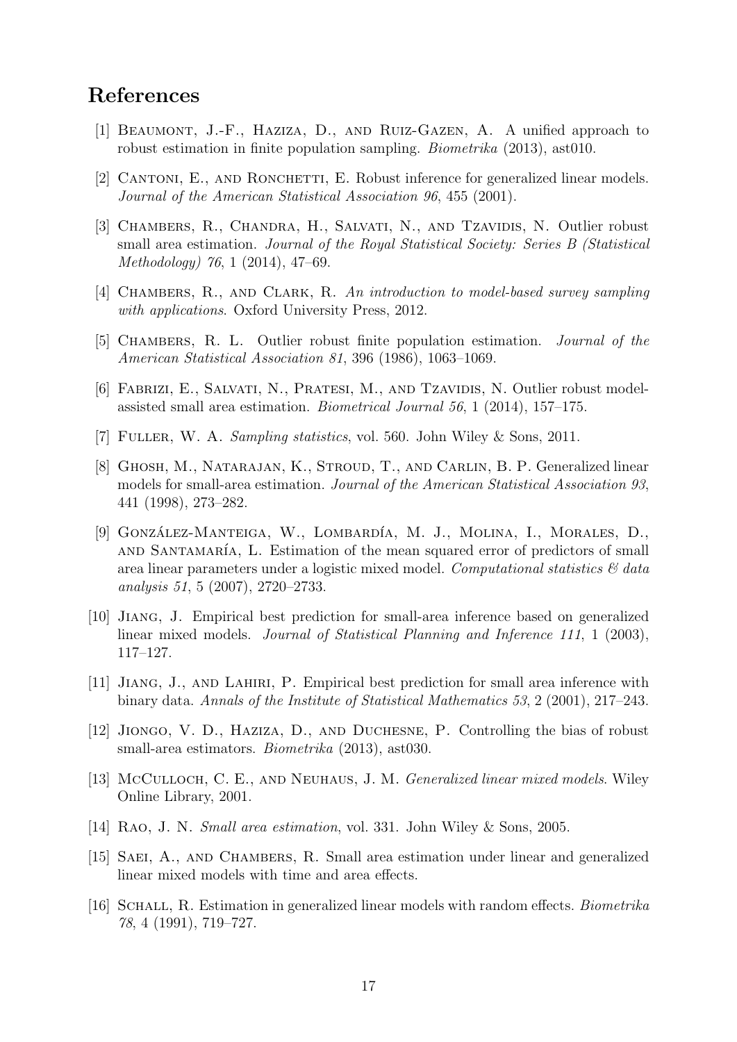## References

[1] Beaumont, J.-F., Haziza, D., and Ruiz-Gazen, A. A unified approach to robust estimation in finite population sampling. *Biometrika* (2013), ast010.

[2] Cantoni, E., and Ronchetti, E. Robust inference for generalized linear models. *Journal of the American Statistical Association 96*, 455 (2001).

[3] Chambers, R., Chandra, H., Salvati, N., and Tzavidis, N. Outlier robust small area estimation. *Journal of the Royal Statistical Society: Series B (Statistical Methodology) 76*, 1 (2014), 47–69.

[4] Chambers, R., and Clark, R. *An introduction to model-based survey sampling with applications*. Oxford University Press, 2012.

[5] Chambers, R. L. Outlier robust finite population estimation. *Journal of the American Statistical Association 81*, 396 (1986), 1063–1069.

[6] Fabrizi, E., Salvati, N., Pratesi, M., and Tzavidis, N. Outlier robust model-assisted small area estimation. *Biometrical Journal 56*, 1 (2014), 157–175.

[7] Fuller, W. A. *Sampling statistics*, vol. 560. John Wiley & Sons, 2011.

[8] Ghosh, M., Natarajan, K., Stroud, T., and Carlin, B. P. Generalized linear models for small-area estimation. *Journal of the American Statistical Association 93*, 441 (1998), 273–282.

[9] González-Manteiga, W., Lombardía, M. J., Molina, I., Morales, D., and Santamaría, L. Estimation of the mean squared error of predictors of small area linear parameters under a logistic mixed model. *Computational statistics & data analysis 51*, 5 (2007), 2720–2733.

[10] Jiang, J. Empirical best prediction for small-area inference based on generalized linear mixed models. *Journal of Statistical Planning and Inference 111*, 1 (2003), 117–127.

[11] Jiang, J., and Lahiri, P. Empirical best prediction for small area inference with binary data. *Annals of the Institute of Statistical Mathematics 53*, 2 (2001), 217–243.

[12] Jiongo, V. D., Haziza, D., and Duchesne, P. Controlling the bias of robust small-area estimators. *Biometrika* (2013), ast030.

[13] McCulloch, C. E., and Neuhaus, J. M. *Generalized linear mixed models*. Wiley Online Library, 2001.

[14] Rao, J. N. *Small area estimation*, vol. 331. John Wiley & Sons, 2005.

[15] Saei, A., and Chambers, R. Small area estimation under linear and generalized linear mixed models with time and area effects.

[16] Schall, R. Estimation in generalized linear models with random effects. *Biometrika 78*, 4 (1991), 719–727.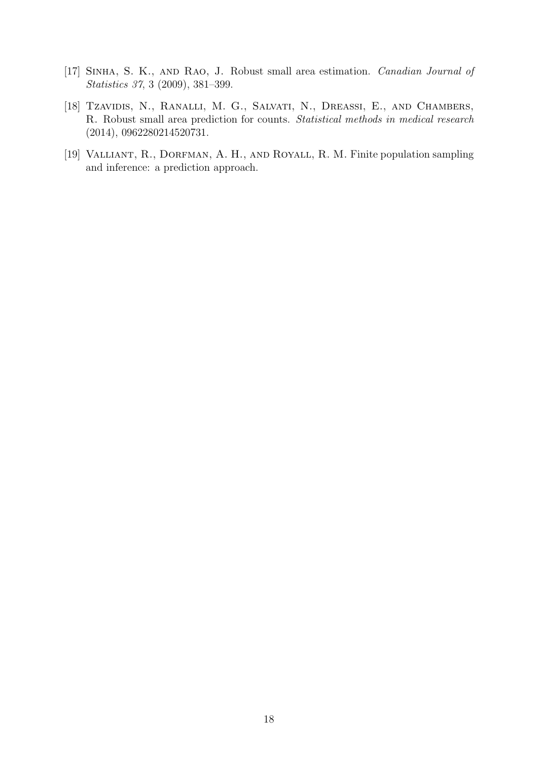[17] Sinha, S. K., and Rao, J. Robust small area estimation. *Canadian Journal of Statistics 37*, 3 (2009), 381–399.

[18] Tzavidis, N., Ranalli, M. G., Salvati, N., Dreassi, E., and Chambers, R. Robust small area prediction for counts. *Statistical methods in medical research* (2014), 0962280214520731.

[19] Valliant, R., Dorfman, A. H., and Royall, R. M. Finite population sampling and inference: a prediction approach.